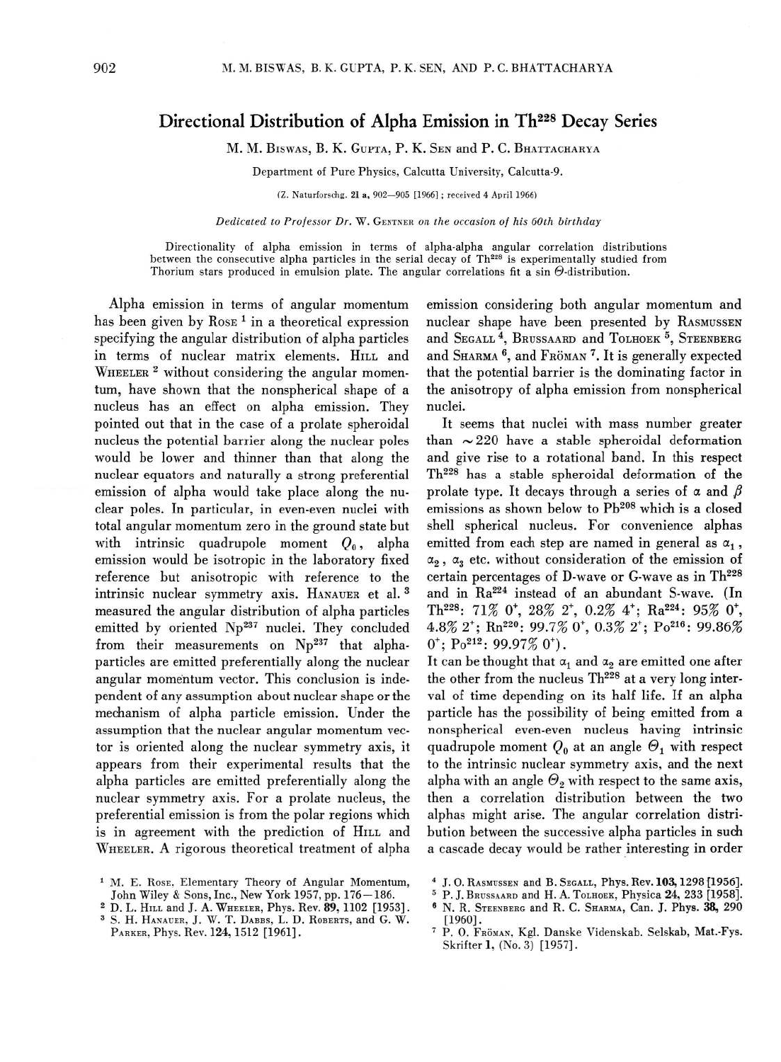# Directional Distribution of Alpha Emission in $Th^{228}$ Decay Series

M. M. Biswas, B. K. Gupta, P. K. Sen and P. C. Bhattacharya

Department of Pure Physics, Calcutta University, Calcutta-9.

(Z. Naturforschg. **21 a**, 902—905 [1966]; received 4 April 1966)

*Dedicated to Professor Dr. W. Gentner on the occasion of his 60th birthday*

Directionality of alpha emission in terms of alpha-alpha angular correlation distributions between the consecutive alpha particles in the serial decay of $Th^{228}$ is experimentally studied from Thorium stars produced in emulsion plate. The angular correlations fit a sin $\Theta$-distribution.

Alpha emission in terms of angular momentum has been given by Rose [1] in a theoretical expression specifying the angular distribution of alpha particles in terms of nuclear matrix elements. Hill and Wheeler [2] without considering the angular momentum, have shown that the nonspherical shape of a nucleus has an effect on alpha emission. They pointed out that in the case of a prolate spheroidal nucleus the potential barrier along the nuclear poles would be lower and thinner than that along the nuclear equators and naturally a strong preferential emission of alpha would take place along the nuclear poles. In particular, in even-even nuclei with total angular momentum zero in the ground state but with intrinsic quadrupole moment $Q_0$, alpha emission would be isotropic in the laboratory fixed reference but anisotropic with reference to the intrinsic nuclear symmetry axis. Hanauer et al. [3] measured the angular distribution of alpha particles emitted by oriented $Np^{237}$ nuclei. They concluded from their measurements on $Np^{237}$ that alpha-particles are emitted preferentially along the nuclear angular momentum vector. This conclusion is independent of any assumption about nuclear shape or the mechanism of alpha particle emission. Under the assumption that the nuclear angular momentum vector is oriented along the nuclear symmetry axis, it appears from their experimental results that the alpha particles are emitted preferentially along the nuclear symmetry axis. For a prolate nucleus, the preferential emission is from the polar regions which is in agreement with the prediction of Hill and Wheeler. A rigorous theoretical treatment of alpha emission considering both angular momentum and nuclear shape have been presented by Rasmussen and Segall [4], Brussaard and Tolhoek [5], Steenberg and Sharma [6], and Fröman [7]. It is generally expected that the potential barrier is the dominating factor in the anisotropy of alpha emission from nonspherical nuclei.

It seems that nuclei with mass number greater than $\sim 220$ have a stable spheroidal deformation and give rise to a rotational band. In this respect $Th^{228}$ has a stable spheroidal deformation of the prolate type. It decays through a series of $\alpha$ and $\beta$ emissions as shown below to $Pb^{208}$ which is a closed shell spherical nucleus. For convenience alphas emitted from each step are named in general as $\alpha_1$, $\alpha_2$, $\alpha_3$ etc. without consideration of the emission of certain percentages of D-wave or G-wave as in $Th^{228}$ and in $Ra^{224}$ instead of an abundant S-wave. (In $Th^{228}$: 71% $0^+$, 28% $2^+$, 0.2% $4^+$; $Ra^{224}$: 95% $0^+$, 4.8% $2^+$; $Rn^{220}$: 99.7% $0^+$, 0.3% $2^+$; $Po^{216}$: 99.86% $0^+$; $Po^{212}$: 99.97% $0^+$).

It can be thought that $\alpha_1$ and $\alpha_2$ are emitted one after the other from the nucleus $Th^{228}$ at a very long interval of time depending on its half life. If an alpha particle has the possibility of being emitted from a nonspherical even-even nucleus having intrinsic quadrupole moment $Q_0$ at an angle $\Theta_1$ with respect to the intrinsic nuclear symmetry axis, and the next alpha with an angle $\Theta_2$ with respect to the same axis, then a correlation distribution between the two alphas might arise. The angular correlation distribution between the successive alpha particles in such a cascade decay would be rather interesting in order

[1] M. E. Rose, Elementary Theory of Angular Momentum, John Wiley & Sons, Inc., New York 1957, pp. 176—186.

[2] D. L. Hill and J. A. Wheeler, Phys. Rev. **89**, 1102 [1953].

[3] S. H. Hanauer, J. W. T. Dabbs, L. D. Roberts, and G. W. Parker, Phys. Rev. **124**, 1512 [1961].

[4] J. O. Rasmussen and B. Segall, Phys. Rev. **103**, 1298 [1956].

[5] P. J. Brussaard and H. A. Tolhoek, Physica **24**, 233 [1958].

[6] N. R. Steenberg and R. C. Sharma, Can. J. Phys. **38**, 290 [1960].

[7] P. O. Fröman, Kgl. Danske Videnskab. Selskab, Mat.-Fys. Skrifter **1**, (No. 3) [1957].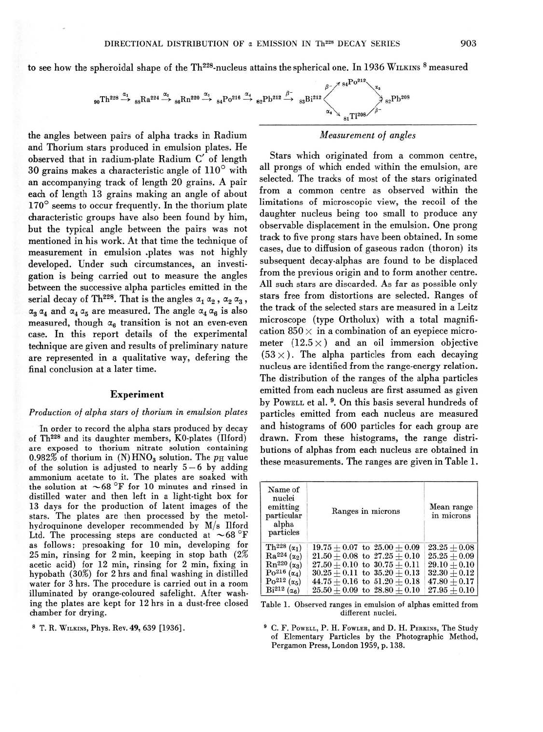to see how the spheroidal shape of the $Th^{228}$-nucleus attains the spherical one. In 1936 WILKINS [8] measured

$$_{90}Th^{228} \xrightarrow{\alpha_1} {}_{88}Ra^{224} \xrightarrow{\alpha_2} {}_{86}Rn^{220} \xrightarrow{\alpha_3} {}_{84}Po^{216} \xrightarrow{\alpha_4} {}_{82}Pb^{212} \xrightarrow{\beta^-} {}_{83}Bi^{212} \begin{cases} \xrightarrow{\beta^-} {}_{84}Po^{212} \xrightarrow{\alpha_5} \\ \xrightarrow{\alpha_6} {}_{81}Tl^{208} \xrightarrow{\beta^-} \end{cases} {}_{82}Pb^{208}$$

the angles between pairs of alpha tracks in Radium and Thorium stars produced in emulsion plates. He observed that in radium-plate Radium C′ of length 30 grains makes a characteristic angle of 110° with an accompanying track of length 20 grains. A pair each of length 13 grains making an angle of about 170° seems to occur frequently. In the thorium plate characteristic groups have also been found by him, but the typical angle between the pairs was not mentioned in his work. At that time the technique of measurement in emulsion plates was not highly developed. Under such circumstances, an investigation is being carried out to measure the angles between the successive alpha particles emitted in the serial decay of $Th^{228}$. That is the angles $\alpha_1 \alpha_2$, $\alpha_2 \alpha_3$, $\alpha_3 \alpha_4$ and $\alpha_4 \alpha_5$ are measured. The angle $\alpha_4 \alpha_6$ is also measured, though $\alpha_6$ transition is not an even-even case. In this report details of the experimental technique are given and results of preliminary nature are represented in a qualitative way, defering the final conclusion at a later time.

## Experiment

### *Production of alpha stars of thorium in emulsion plates*

In order to record the alpha stars produced by decay of $Th^{228}$ and its daughter members, K0-plates (Ilford) are exposed to thorium nitrate solution containing 0.982% of thorium in (N) $HNO_3$ solution. The $p_H$ value of the solution is adjusted to nearly $5-6$ by adding ammonium acetate to it. The plates are soaked with the solution at ~68 °F for 10 minutes and rinsed in distilled water and then left in a light-tight box for 13 days for the production of latent images of the stars. The plates are then processed by the metol-hydroquinone developer recommended by M/s Ilford Ltd. The processing steps are conducted at ~68 °F as follows: presoaking for 10 min, developing for 25 min, rinsing for 2 min, keeping in stop bath (2% acetic acid) for 12 min, rinsing for 2 min, fixing in hypobath (30%) for 2 hrs and final washing in distilled water for 3 hrs. The procedure is carried out in a room illuminated by orange-coloured safelight. After washing the plates are kept for 12 hrs in a dust-free closed chamber for drying.

### *Measurement of angles*

Stars which originated from a common centre, all prongs of which ended within the emulsion, are selected. The tracks of most of the stars originated from a common centre as observed within the limitations of microscopic view, the recoil of the daughter nucleus being too small to produce any observable displacement in the emulsion. One prong track to five prong stars have been obtained. In some cases, due to diffusion of gaseous radon (thoron) its subsequent decay-alphas are found to be displaced from the previous origin and to form another centre. All such stars are discarded. As far as possible only stars free from distortions are selected. Ranges of the track of the selected stars are measured in a Leitz microscope (type Ortholux) with a total magnification 850× in a combination of an eyepiece micrometer (12.5×) and an oil immersion objective (53×). The alpha particles from each decaying nucleus are identified from the range-energy relation. The distribution of the ranges of the alpha particles emitted from each nucleus are first assumed as given by POWELL et al. [9]. On this basis several hundreds of particles emitted from each nucleus are measured and histograms of 600 particles for each group are drawn. From these histograms, the range distributions of alphas from each nucleus are obtained in these measurements. The ranges are given in Table 1.

| Name of nuclei emitting particular alpha particles | Ranges in microns | Mean range in microns |
|---|---|---|
| $Th^{228}$ ($\alpha_1$) | $19.75 \pm 0.07$ to $25.00 \pm 0.09$ | $23.25 \pm 0.08$ |
| $Ra^{224}$ ($\alpha_2$) | $21.50 \pm 0.08$ to $27.25 \pm 0.10$ | $25.25 \pm 0.09$ |
| $Rn^{220}$ ($\alpha_3$) | $27.50 \pm 0.10$ to $30.75 \pm 0.11$ | $29.10 \pm 0.10$ |
| $Po^{216}$ ($\alpha_4$) | $30.25 \pm 0.11$ to $35.20 \pm 0.13$ | $32.30 \pm 0.12$ |
| $Po^{212}$ ($\alpha_5$) | $44.75 \pm 0.16$ to $51.20 \pm 0.18$ | $47.80 \pm 0.17$ |
| $Bi^{212}$ ($\alpha_6$) | $25.50 \pm 0.09$ to $28.80 \pm 0.10$ | $27.95 \pm 0.10$ |

Table 1. Observed ranges in emulsion of alphas emitted from different nuclei.

[8] T. R. WILKINS, Phys. Rev. **49**, 639 [1936].

[9] C. F. POWELL, P. H. FOWLER, and D. H. PERKINS, The Study of Elementary Particles by the Photographic Method, Pergamon Press, London 1959, p. 138.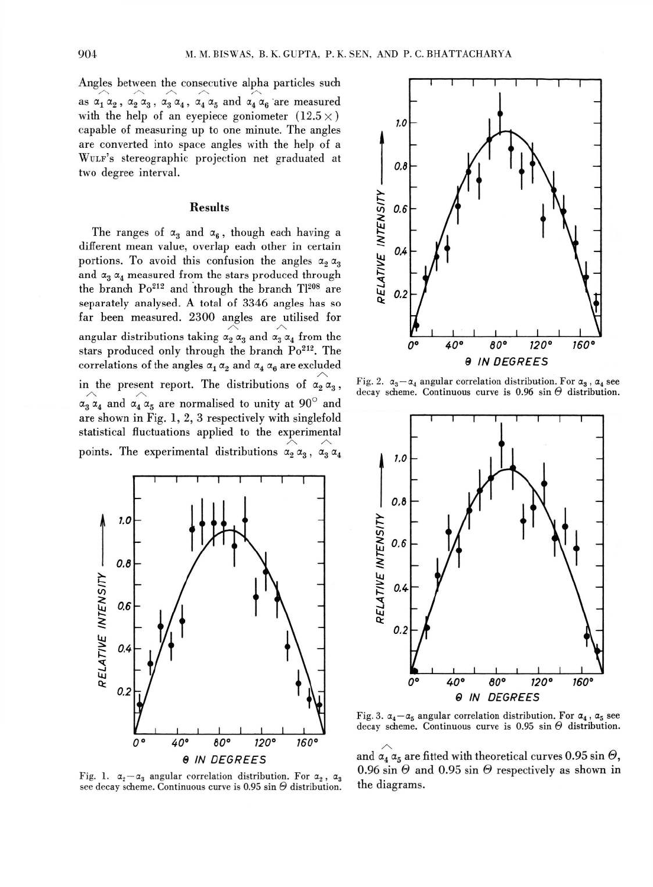Angles between the consecutive alpha particles such as $\widehat{\alpha_1 \alpha_2}$, $\widehat{\alpha_2 \alpha_3}$, $\widehat{\alpha_3 \alpha_4}$, $\widehat{\alpha_4 \alpha_5}$ and $\widehat{\alpha_4 \alpha_6}$ are measured with the help of an eyepiece goniometer ($12.5\times$) capable of measuring up to one minute. The angles are converted into space angles with the help of a WULF's stereographic projection net graduated at two degree interval.

## Results

The ranges of $\alpha_3$ and $\alpha_6$, though each having a different mean value, overlap each other in certain portions. To avoid this confusion the angles $\alpha_2 \alpha_3$ and $\alpha_3 \alpha_4$ measured from the stars produced through the branch $Po^{212}$ and through the branch $Tl^{208}$ are separately analysed. A total of 3346 angles has so far been measured. 2300 angles are utilised for angular distributions taking $\widehat{\alpha_2 \alpha_3}$ and $\widehat{\alpha_3 \alpha_4}$ from the stars produced only through the branch $Po^{212}$. The correlations of the angles $\alpha_1 \alpha_2$ and $\alpha_4 \alpha_6$ are excluded in the present report. The distributions of $\widehat{\alpha_2 \alpha_3}$, $\widehat{\alpha_3 \alpha_4}$ and $\widehat{\alpha_4 \alpha_5}$ are normalised to unity at $90^\circ$ and are shown in Fig. 1, 2, 3 respectively with singlefold statistical fluctuations applied to the experimental points. The experimental distributions $\widehat{\alpha_2 \alpha_3}$, $\widehat{\alpha_3 \alpha_4}$ and $\widehat{\alpha_4 \alpha_5}$ are fitted with theoretical curves $0.95 \sin \Theta$, $0.96 \sin \Theta$ and $0.95 \sin \Theta$ respectively as shown in the diagrams.

RELATIVE INTENSITY
1.0
0.8
0.6
0.4
0.2
0° 40° 80° 120° 160°
θ IN DEGREES

Fig. 1. $\alpha_2-\alpha_3$ angular correlation distribution. For $\alpha_2$, $\alpha_3$ see decay scheme. Continuous curve is $0.95 \sin \Theta$ distribution.

RELATIVE INTENSITY
1.0
0.8
0.6
0.4
0.2
0° 40° 80° 120° 160°
θ IN DEGREES

Fig. 2. $\alpha_3-\alpha_4$ angular correlation distribution. For $\alpha_3$, $\alpha_4$ see decay scheme. Continuous curve is $0.96 \sin \Theta$ distribution.

RELATIVE INTENSITY
1.0
0.8
0.6
0.4
0.2
0° 40° 80° 120° 160°
θ IN DEGREES

Fig. 3. $\alpha_4-\alpha_5$ angular correlation distribution. For $\alpha_4$, $\alpha_5$ see decay scheme. Continuous curve is $0.95 \sin \Theta$ distribution.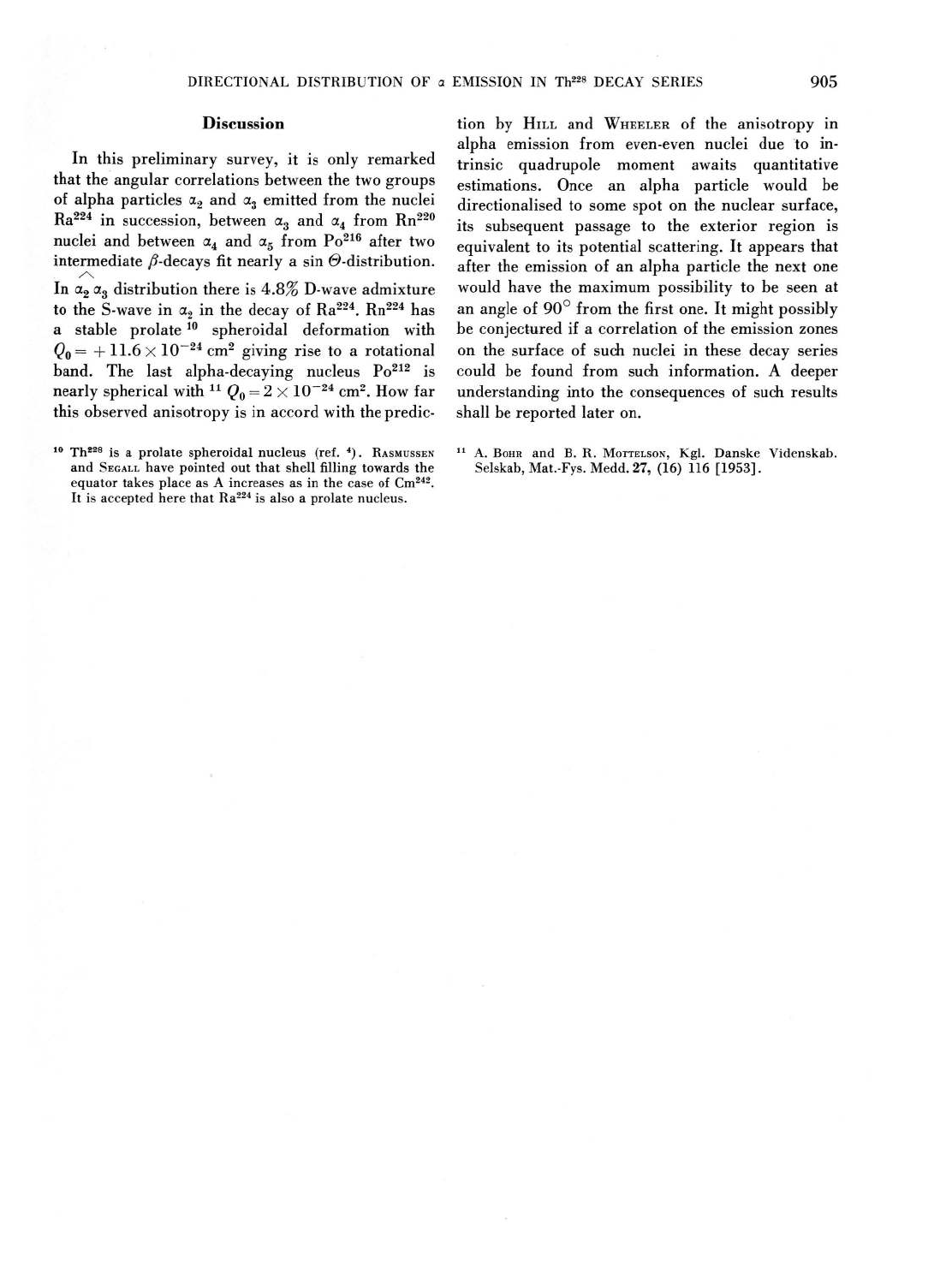## Discussion

In this preliminary survey, it is only remarked that the angular correlations between the two groups of alpha particles $\alpha_2$ and $\alpha_3$ emitted from the nuclei $Ra^{224}$ in succession, between $\alpha_3$ and $\alpha_4$ from $Rn^{220}$ nuclei and between $\alpha_4$ and $\alpha_5$ from $Po^{216}$ after two intermediate $\beta$-decays fit nearly a sin $\Theta$-distribution. In $\widehat{\alpha_2 \alpha_3}$ distribution there is 4.8% D-wave admixture to the S-wave in $\alpha_2$ in the decay of $Ra^{224}$. $Rn^{224}$ has a stable prolate [10] spheroidal deformation with $Q_0 = +11.6 \times 10^{-24}$ cm$^2$ giving rise to a rotational band. The last alpha-decaying nucleus $Po^{212}$ is nearly spherical with [11] $Q_0 = 2 \times 10^{-24}$ cm$^2$. How far this observed anisotropy is in accord with the prediction by HILL and WHEELER of the anisotropy in alpha emission from even-even nuclei due to intrinsic quadrupole moment awaits quantitative estimations. Once an alpha particle would be directionalised to some spot on the nuclear surface, its subsequent passage to the exterior region is equivalent to its potential scattering. It appears that after the emission of an alpha particle the next one would have the maximum possibility to be seen at an angle of 90° from the first one. It might possibly be conjectured if a correlation of the emission zones on the surface of such nuclei in these decay series could be found from such information. A deeper understanding into the consequences of such results shall be reported later on.

[10] $Th^{228}$ is a prolate spheroidal nucleus (ref. [4]). RASMUSSEN and SEGALL have pointed out that shell filling towards the equator takes place as A increases as in the case of $Cm^{242}$. It is accepted here that $Ra^{224}$ is also a prolate nucleus.

[11] A. BOHR and B. R. MOTTELSON, Kgl. Danske Videnskab. Selskab, Mat.-Fys. Medd. 27, (16) 116 [1953].